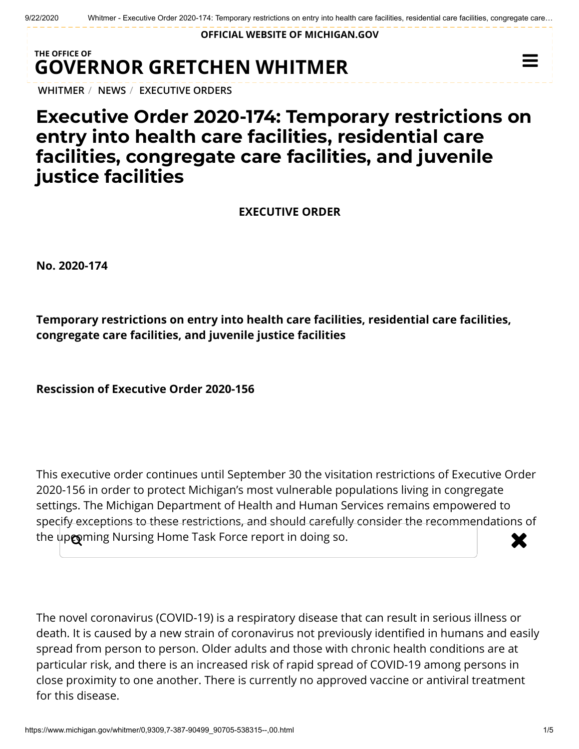# Executive Order 2020-174: Temporary restrictions on entry into health care facilities, residential care facilities, congregate care facilities, and juvenile justice facilities

**EXECUTIVE ORDER**

**No. 2020-174**

**Temporary restrictions on entry into health care facilities, residential care facilities, congregate care facilities, and juvenile justice facilities**

**Rescission of Executive Order 2020-156**

This executive order continues until September 30 the visitation restrictions of Executive Order 2020-156 in order to protect Michigan's most vulnerable populations living in congregate settings. The Michigan Department of Health and Human Services remains empowered to specify exceptions to these restrictions, and should carefully consider the recommendations of the upcoming Nursing Home Task Force report in doing so.

The novel coronavirus (COVID-19) is a respiratory disease that can result in serious illness or death. It is caused by a new strain of coronavirus not previously identified in humans and easily spread from person to person. Older adults and those with chronic health conditions are at particular risk, and there is an increased risk of rapid spread of COVID-19 among persons in close proximity to one another. There is currently no approved vaccine or antiviral treatment for this disease.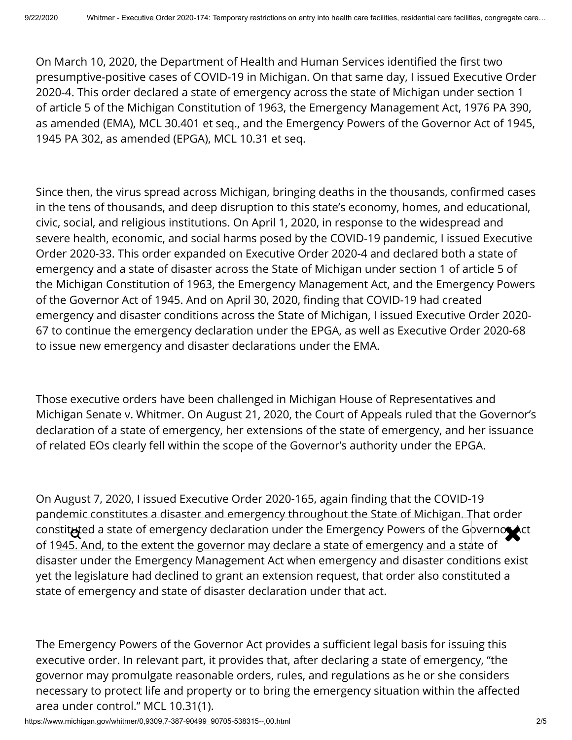On March 10, 2020, the Department of Health and Human Services identified the first two presumptive-positive cases of COVID-19 in Michigan. On that same day, I issued Executive Order 2020-4. This order declared a state of emergency across the state of Michigan under section 1 of article 5 of the Michigan Constitution of 1963, the Emergency Management Act, 1976 PA 390, as amended (EMA), MCL 30.401 et seq., and the Emergency Powers of the Governor Act of 1945, 1945 PA 302, as amended (EPGA), MCL 10.31 et seq.

Since then, the virus spread across Michigan, bringing deaths in the thousands, confirmed cases in the tens of thousands, and deep disruption to this state's economy, homes, and educational, civic, social, and religious institutions. On April 1, 2020, in response to the widespread and severe health, economic, and social harms posed by the COVID-19 pandemic, I issued Executive Order 2020-33. This order expanded on Executive Order 2020-4 and declared both a state of emergency and a state of disaster across the State of Michigan under section 1 of article 5 of the Michigan Constitution of 1963, the Emergency Management Act, and the Emergency Powers of the Governor Act of 1945. And on April 30, 2020, finding that COVID-19 had created emergency and disaster conditions across the State of Michigan, I issued Executive Order 2020-67 to continue the emergency declaration under the EPGA, as well as Executive Order 2020-68 to issue new emergency and disaster declarations under the EMA.

Those executive orders have been challenged in Michigan House of Representatives and Michigan Senate v. Whitmer. On August 21, 2020, the Court of Appeals ruled that the Governor's declaration of a state of emergency, her extensions of the state of emergency, and her issuance of related EOs clearly fell within the scope of the Governor's authority under the EPGA.

On August 7, 2020, I issued Executive Order 2020-165, again finding that the COVID-19 pandemic constitutes a disaster and emergency throughout the State of Michigan. That order constituted a state of emergency declaration under the Emergency Powers of the Governor Act of 1945. And, to the extent the governor may declare a state of emergency and a state of disaster under the Emergency Management Act when emergency and disaster conditions exist yet the legislature had declined to grant an extension request, that order also constituted a state of emergency and state of disaster declaration under that act.

The Emergency Powers of the Governor Act provides a sufficient legal basis for issuing this executive order. In relevant part, it provides that, after declaring a state of emergency, "the governor may promulgate reasonable orders, rules, and regulations as he or she considers necessary to protect life and property or to bring the emergency situation within the affected area under control." MCL 10.31(1).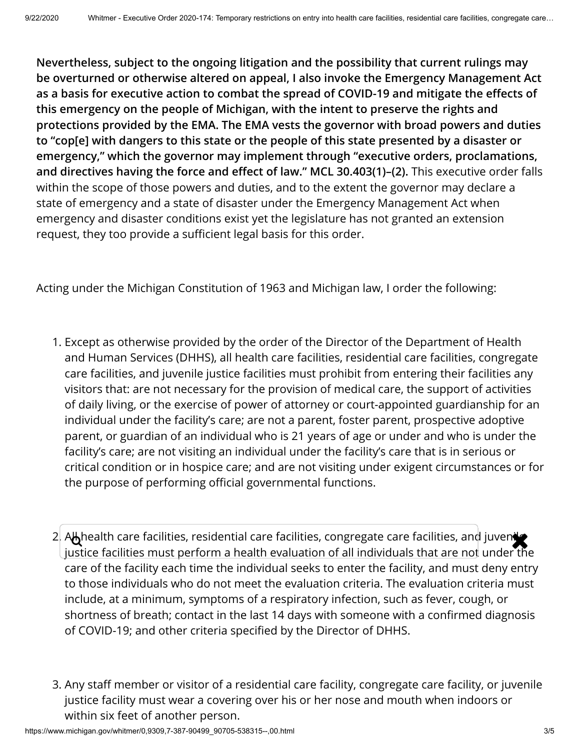**Nevertheless, subject to the ongoing litigation and the possibility that current rulings may be overturned or otherwise altered on appeal, I also invoke the Emergency Management Act as a basis for executive action to combat the spread of COVID-19 and mitigate the effects of this emergency on the people of Michigan, with the intent to preserve the rights and protections provided by the EMA. The EMA vests the governor with broad powers and duties to "cop[e] with dangers to this state or the people of this state presented by a disaster or emergency," which the governor may implement through "executive orders, proclamations, and directives having the force and effect of law." MCL 30.403(1)–(2).** This executive order falls within the scope of those powers and duties, and to the extent the governor may declare a state of emergency and a state of disaster under the Emergency Management Act when emergency and disaster conditions exist yet the legislature has not granted an extension request, they too provide a sufficient legal basis for this order.

Acting under the Michigan Constitution of 1963 and Michigan law, I order the following:

1. Except as otherwise provided by the order of the Director of the Department of Health and Human Services (DHHS), all health care facilities, residential care facilities, congregate care facilities, and juvenile justice facilities must prohibit from entering their facilities any visitors that: are not necessary for the provision of medical care, the support of activities of daily living, or the exercise of power of attorney or court-appointed guardianship for an individual under the facility's care; are not a parent, foster parent, prospective adoptive parent, or guardian of an individual who is 21 years of age or under and who is under the facility's care; are not visiting an individual under the facility's care that is in serious or critical condition or in hospice care; and are not visiting under exigent circumstances or for the purpose of performing official governmental functions.

2. All health care facilities, residential care facilities, congregate care facilities, and juvenile justice facilities must perform a health evaluation of all individuals that are not under the care of the facility each time the individual seeks to enter the facility, and must deny entry to those individuals who do not meet the evaluation criteria. The evaluation criteria must include, at a minimum, symptoms of a respiratory infection, such as fever, cough, or shortness of breath; contact in the last 14 days with someone with a confirmed diagnosis of COVID-19; and other criteria specified by the Director of DHHS.

3. Any staff member or visitor of a residential care facility, congregate care facility, or juvenile justice facility must wear a covering over his or her nose and mouth when indoors or within six feet of another person.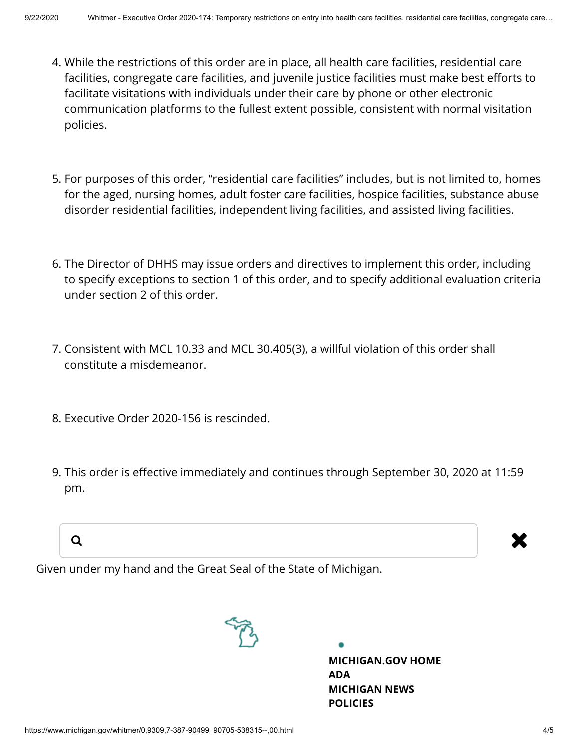4. While the restrictions of this order are in place, all health care facilities, residential care facilities, congregate care facilities, and juvenile justice facilities must make best efforts to facilitate visitations with individuals under their care by phone or other electronic communication platforms to the fullest extent possible, consistent with normal visitation policies.

5. For purposes of this order, "residential care facilities" includes, but is not limited to, homes for the aged, nursing homes, adult foster care facilities, hospice facilities, substance abuse disorder residential facilities, independent living facilities, and assisted living facilities.

6. The Director of DHHS may issue orders and directives to implement this order, including to specify exceptions to section 1 of this order, and to specify additional evaluation criteria under section 2 of this order.

7. Consistent with MCL 10.33 and MCL 30.405(3), a willful violation of this order shall constitute a misdemeanor.

8. Executive Order 2020-156 is rescinded.

9. This order is effective immediately and continues through September 30, 2020 at 11:59 pm.

Given under my hand and the Great Seal of the State of Michigan.

**MICHIGAN.GOV HOME**
**ADA**
**MICHIGAN NEWS**
**POLICIES**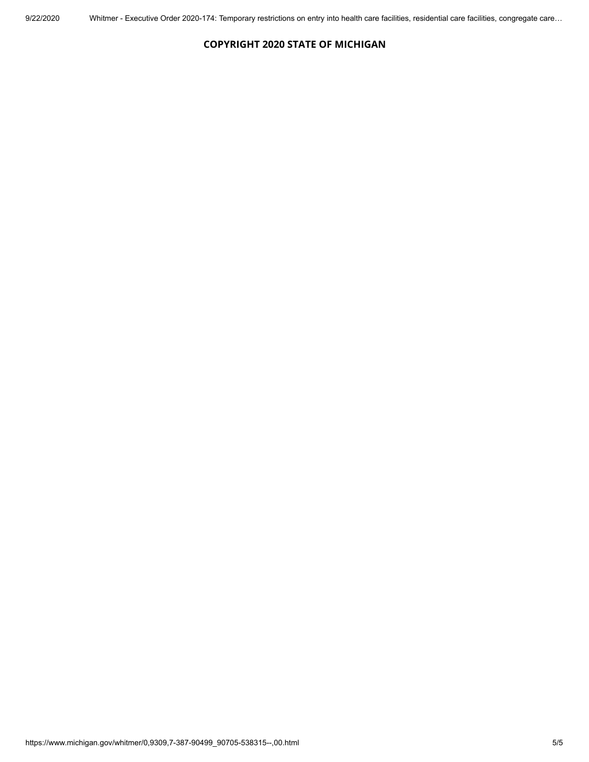**COPYRIGHT 2020 STATE OF MICHIGAN**